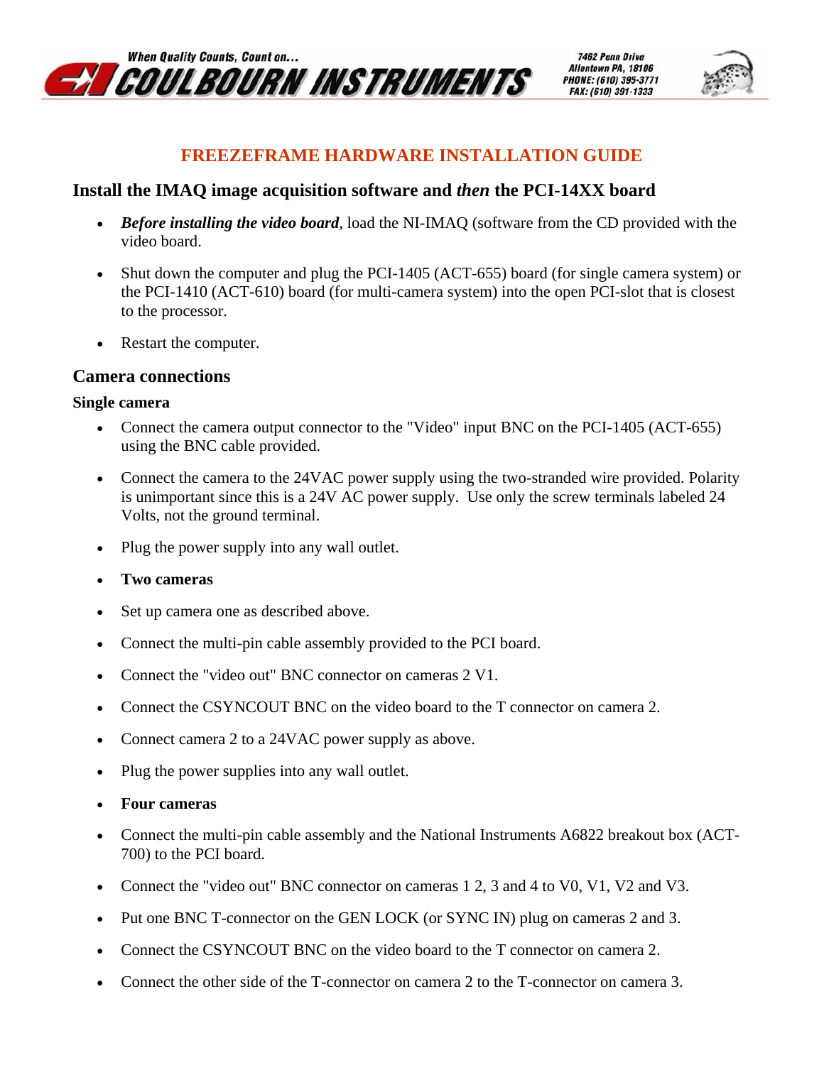# FREEZEFRAME HARDWARE INSTALLATION GUIDE

## Install the IMAQ image acquisition software and *then* the PCI-14XX board

- ***Before installing the video board***, load the NI-IMAQ (software from the CD provided with the video board.
- Shut down the computer and plug the PCI-1405 (ACT-655) board (for single camera system) or the PCI-1410 (ACT-610) board (for multi-camera system) into the open PCI-slot that is closest to the processor.
- Restart the computer.

## Camera connections

### Single camera

- Connect the camera output connector to the "Video" input BNC on the PCI-1405 (ACT-655) using the BNC cable provided.
- Connect the camera to the 24VAC power supply using the two-stranded wire provided. Polarity is unimportant since this is a 24V AC power supply. Use only the screw terminals labeled 24 Volts, not the ground terminal.
- Plug the power supply into any wall outlet.
- **Two cameras**
- Set up camera one as described above.
- Connect the multi-pin cable assembly provided to the PCI board.
- Connect the "video out" BNC connector on cameras 2 V1.
- Connect the CSYNCOUT BNC on the video board to the T connector on camera 2.
- Connect camera 2 to a 24VAC power supply as above.
- Plug the power supplies into any wall outlet.
- **Four cameras**
- Connect the multi-pin cable assembly and the National Instruments A6822 breakout box (ACT-700) to the PCI board.
- Connect the "video out" BNC connector on cameras 1 2, 3 and 4 to V0, V1, V2 and V3.
- Put one BNC T-connector on the GEN LOCK (or SYNC IN) plug on cameras 2 and 3.
- Connect the CSYNCOUT BNC on the video board to the T connector on camera 2.
- Connect the other side of the T-connector on camera 2 to the T-connector on camera 3.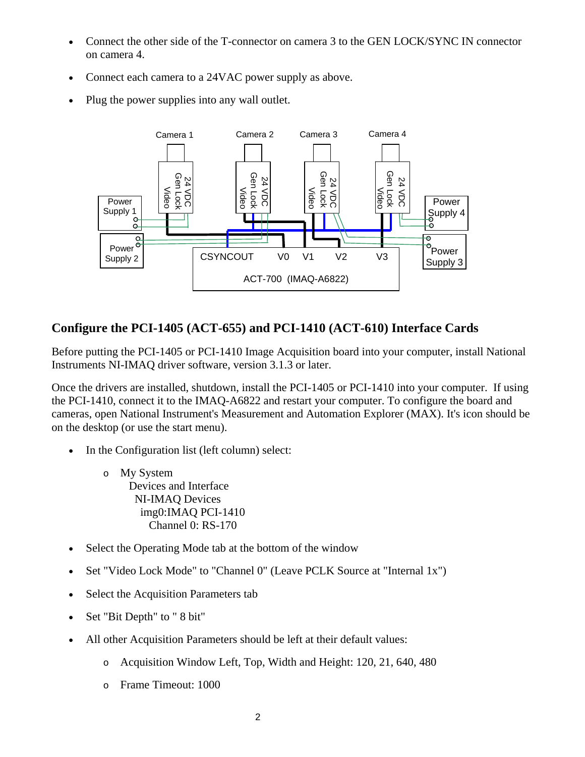- Connect the other side of the T-connector on camera 3 to the GEN LOCK/SYNC IN connector on camera 4.
- Connect each camera to a 24VAC power supply as above.
- Plug the power supplies into any wall outlet.

## Configure the PCI-1405 (ACT-655) and PCI-1410 (ACT-610) Interface Cards

Before putting the PCI-1405 or PCI-1410 Image Acquisition board into your computer, install National Instruments NI-IMAQ driver software, version 3.1.3 or later.

Once the drivers are installed, shutdown, install the PCI-1405 or PCI-1410 into your computer. If using the PCI-1410, connect it to the IMAQ-A6822 and restart your computer. To configure the board and cameras, open National Instrument's Measurement and Automation Explorer (MAX). It's icon should be on the desktop (or use the start menu).

- In the Configuration list (left column) select:
  - My System
    Devices and Interface
    NI-IMAQ Devices
    img0:IMAQ PCI-1410
    Channel 0: RS-170
- Select the Operating Mode tab at the bottom of the window
- Set "Video Lock Mode" to "Channel 0" (Leave PCLK Source at "Internal 1x")
- Select the Acquisition Parameters tab
- Set "Bit Depth" to " 8 bit"
- All other Acquisition Parameters should be left at their default values:
  - Acquisition Window Left, Top, Width and Height: 120, 21, 640, 480
  - Frame Timeout: 1000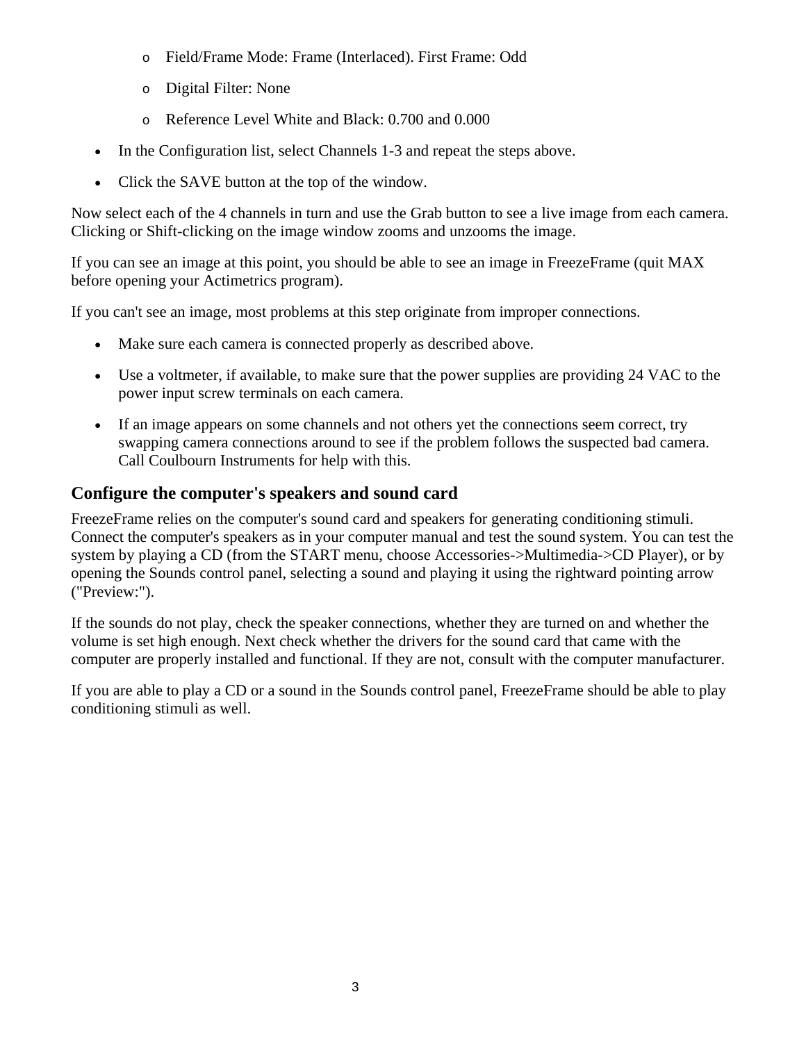- Field/Frame Mode: Frame (Interlaced). First Frame: Odd
    - Digital Filter: None
    - Reference Level White and Black: 0.700 and 0.000
- In the Configuration list, select Channels 1-3 and repeat the steps above.
- Click the SAVE button at the top of the window.

Now select each of the 4 channels in turn and use the Grab button to see a live image from each camera. Clicking or Shift-clicking on the image window zooms and unzooms the image.

If you can see an image at this point, you should be able to see an image in FreezeFrame (quit MAX before opening your Actimetrics program).

If you can't see an image, most problems at this step originate from improper connections.

- Make sure each camera is connected properly as described above.
- Use a voltmeter, if available, to make sure that the power supplies are providing 24 VAC to the power input screw terminals on each camera.
- If an image appears on some channels and not others yet the connections seem correct, try swapping camera connections around to see if the problem follows the suspected bad camera. Call Coulbourn Instruments for help with this.

### Configure the computer's speakers and sound card

FreezeFrame relies on the computer's sound card and speakers for generating conditioning stimuli. Connect the computer's speakers as in your computer manual and test the sound system. You can test the system by playing a CD (from the START menu, choose Accessories->Multimedia->CD Player), or by opening the Sounds control panel, selecting a sound and playing it using the rightward pointing arrow ("Preview:").

If the sounds do not play, check the speaker connections, whether they are turned on and whether the volume is set high enough. Next check whether the drivers for the sound card that came with the computer are properly installed and functional. If they are not, consult with the computer manufacturer.

If you are able to play a CD or a sound in the Sounds control panel, FreezeFrame should be able to play conditioning stimuli as well.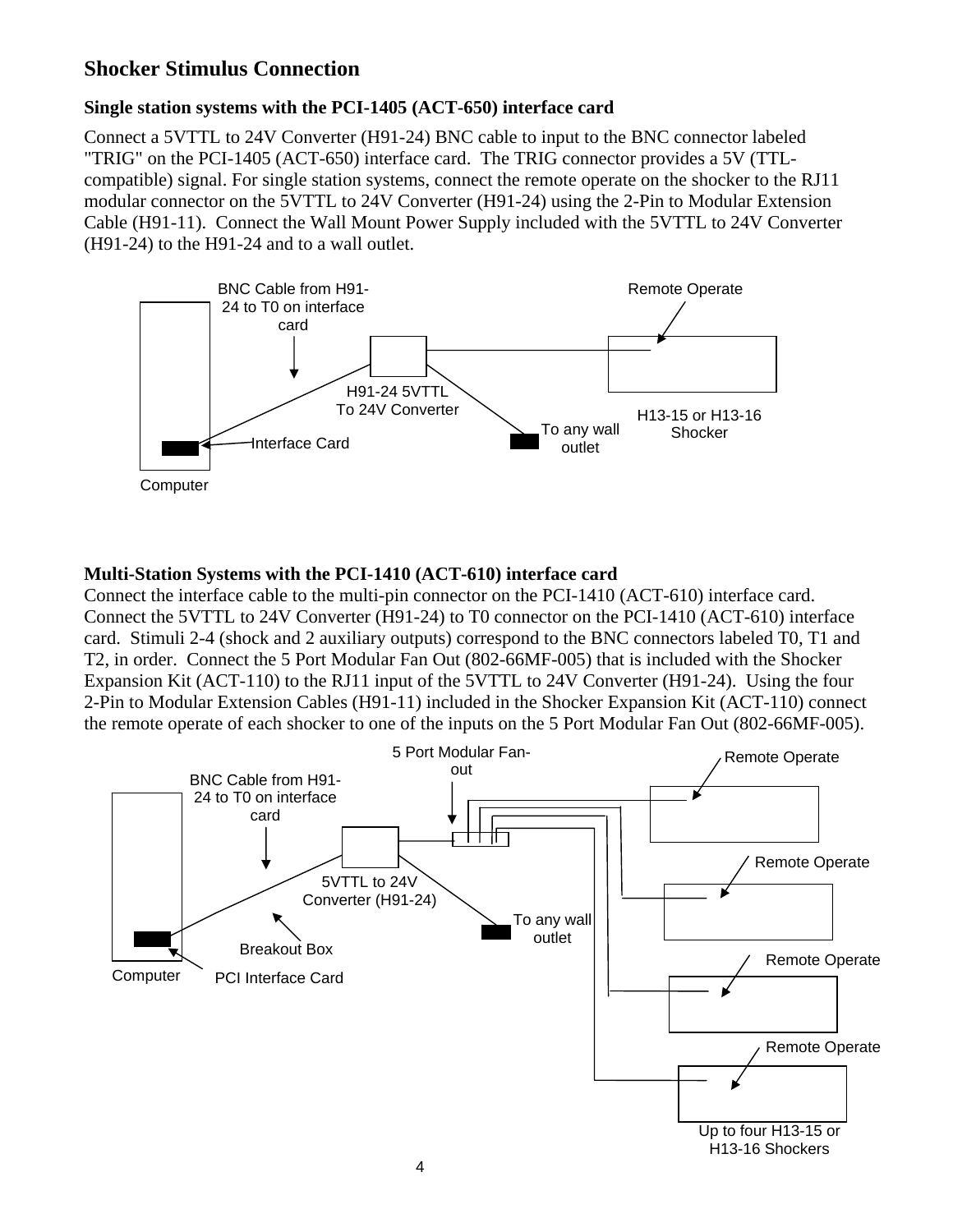## Shocker Stimulus Connection

### Single station systems with the PCI-1405 (ACT-650) interface card

Connect a 5VTTL to 24V Converter (H91-24) BNC cable to input to the BNC connector labeled "TRIG" on the PCI-1405 (ACT-650) interface card. The TRIG connector provides a 5V (TTL-compatible) signal. For single station systems, connect the remote operate on the shocker to the RJ11 modular connector on the 5VTTL to 24V Converter (H91-24) using the 2-Pin to Modular Extension Cable (H91-11). Connect the Wall Mount Power Supply included with the 5VTTL to 24V Converter (H91-24) to the H91-24 and to a wall outlet.

BNC Cable from H91-24 to T0 on interface card

Remote Operate

H91-24 5VTTL To 24V Converter

H13-15 or H13-16 Shocker

To any wall outlet

Interface Card

Computer

### Multi-Station Systems with the PCI-1410 (ACT-610) interface card

Connect the interface cable to the multi-pin connector on the PCI-1410 (ACT-610) interface card. Connect the 5VTTL to 24V Converter (H91-24) to T0 connector on the PCI-1410 (ACT-610) interface card. Stimuli 2-4 (shock and 2 auxiliary outputs) correspond to the BNC connectors labeled T0, T1 and T2, in order. Connect the 5 Port Modular Fan Out (802-66MF-005) that is included with the Shocker Expansion Kit (ACT-110) to the RJ11 input of the 5VTTL to 24V Converter (H91-24). Using the four 2-Pin to Modular Extension Cables (H91-11) included in the Shocker Expansion Kit (ACT-110) connect the remote operate of each shocker to one of the inputs on the 5 Port Modular Fan Out (802-66MF-005).

5 Port Modular Fan-out

Remote Operate

BNC Cable from H91-24 to T0 on interface card

Remote Operate

5VTTL to 24V Converter (H91-24)

To any wall outlet

Breakout Box

Remote Operate

Computer

PCI Interface Card

Remote Operate

Up to four H13-15 or H13-16 Shockers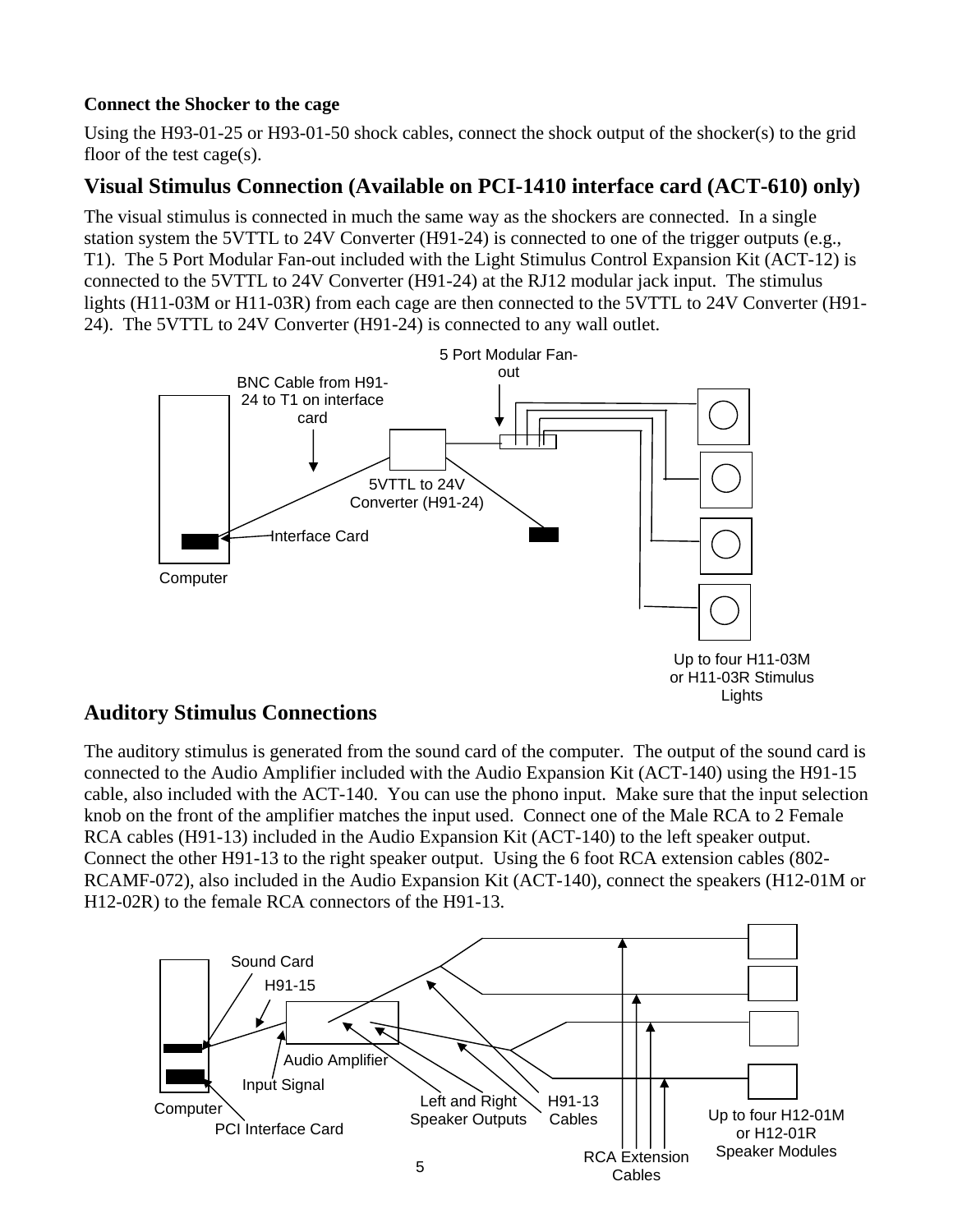**Connect the Shocker to the cage**

Using the H93-01-25 or H93-01-50 shock cables, connect the shock output of the shocker(s) to the grid floor of the test cage(s).

## Visual Stimulus Connection (Available on PCI-1410 interface card (ACT-610) only)

The visual stimulus is connected in much the same way as the shockers are connected. In a single station system the 5VTTL to 24V Converter (H91-24) is connected to one of the trigger outputs (e.g., T1). The 5 Port Modular Fan-out included with the Light Stimulus Control Expansion Kit (ACT-12) is connected to the 5VTTL to 24V Converter (H91-24) at the RJ12 modular jack input. The stimulus lights (H11-03M or H11-03R) from each cage are then connected to the 5VTTL to 24V Converter (H91-24). The 5VTTL to 24V Converter (H91-24) is connected to any wall outlet.

5 Port Modular Fan-out

BNC Cable from H91-24 to T1 on interface card

5VTTL to 24V Converter (H91-24)

Interface Card

Computer

Up to four H11-03M or H11-03R Stimulus Lights

## Auditory Stimulus Connections

The auditory stimulus is generated from the sound card of the computer. The output of the sound card is connected to the Audio Amplifier included with the Audio Expansion Kit (ACT-140) using the H91-15 cable, also included with the ACT-140. You can use the phono input. Make sure that the input selection knob on the front of the amplifier matches the input used. Connect one of the Male RCA to 2 Female RCA cables (H91-13) included in the Audio Expansion Kit (ACT-140) to the left speaker output. Connect the other H91-13 to the right speaker output. Using the 6 foot RCA extension cables (802-RCAMF-072), also included in the Audio Expansion Kit (ACT-140), connect the speakers (H12-01M or H12-02R) to the female RCA connectors of the H91-13.

Sound Card

H91-15

Audio Amplifier

Input Signal

Computer

PCI Interface Card

Left and Right Speaker Outputs

H91-13 Cables

RCA Extension Cables

Up to four H12-01M or H12-01R Speaker Modules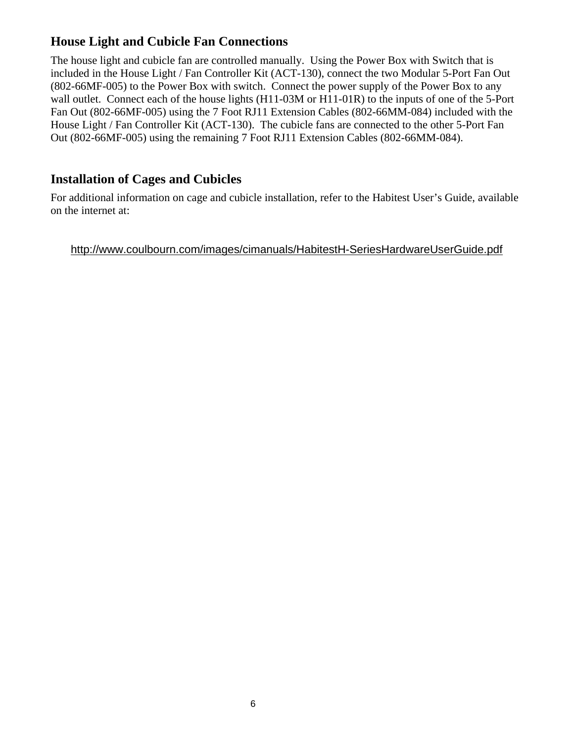## House Light and Cubicle Fan Connections

The house light and cubicle fan are controlled manually. Using the Power Box with Switch that is included in the House Light / Fan Controller Kit (ACT-130), connect the two Modular 5-Port Fan Out (802-66MF-005) to the Power Box with switch. Connect the power supply of the Power Box to any wall outlet. Connect each of the house lights (H11-03M or H11-01R) to the inputs of one of the 5-Port Fan Out (802-66MF-005) using the 7 Foot RJ11 Extension Cables (802-66MM-084) included with the House Light / Fan Controller Kit (ACT-130). The cubicle fans are connected to the other 5-Port Fan Out (802-66MF-005) using the remaining 7 Foot RJ11 Extension Cables (802-66MM-084).

## Installation of Cages and Cubicles

For additional information on cage and cubicle installation, refer to the Habitest User's Guide, available on the internet at:

http://www.coulbourn.com/images/cimanuals/HabitestH-SeriesHardwareUserGuide.pdf